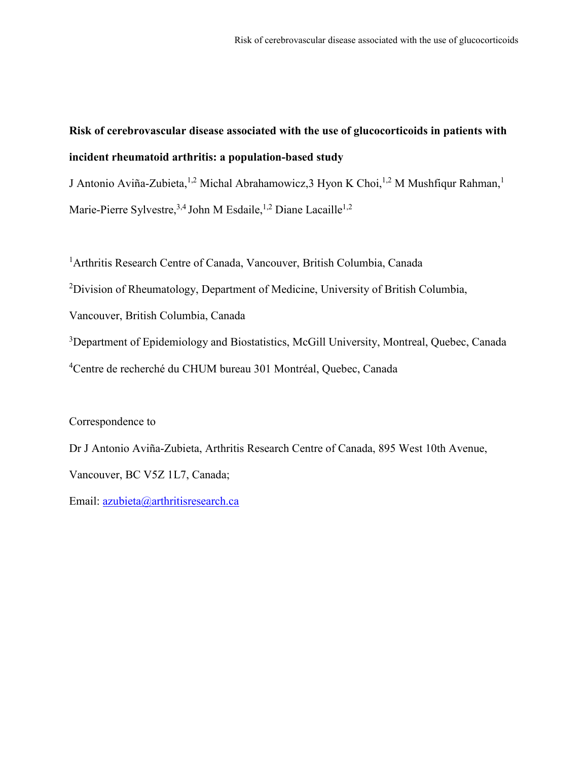# Risk of cerebrovascular disease associated with the use of glucocorticoids in patients with incident rheumatoid arthritis: a population-based study

J Antonio Aviña-Zubieta,[1,2] Michal Abrahamowicz,3 Hyon K Choi,[1,2] M Mushfiqur Rahman,[1] Marie-Pierre Sylvestre,[3,4] John M Esdaile,[1,2] Diane Lacaille[1,2]

[1]Arthritis Research Centre of Canada, Vancouver, British Columbia, Canada

[2]Division of Rheumatology, Department of Medicine, University of British Columbia, Vancouver, British Columbia, Canada

[3]Department of Epidemiology and Biostatistics, McGill University, Montreal, Quebec, Canada

[4]Centre de recherché du CHUM bureau 301 Montréal, Quebec, Canada

Correspondence to

Dr J Antonio Aviña-Zubieta, Arthritis Research Centre of Canada, 895 West 10th Avenue, Vancouver, BC V5Z 1L7, Canada;

Email: azubieta@arthritisresearch.ca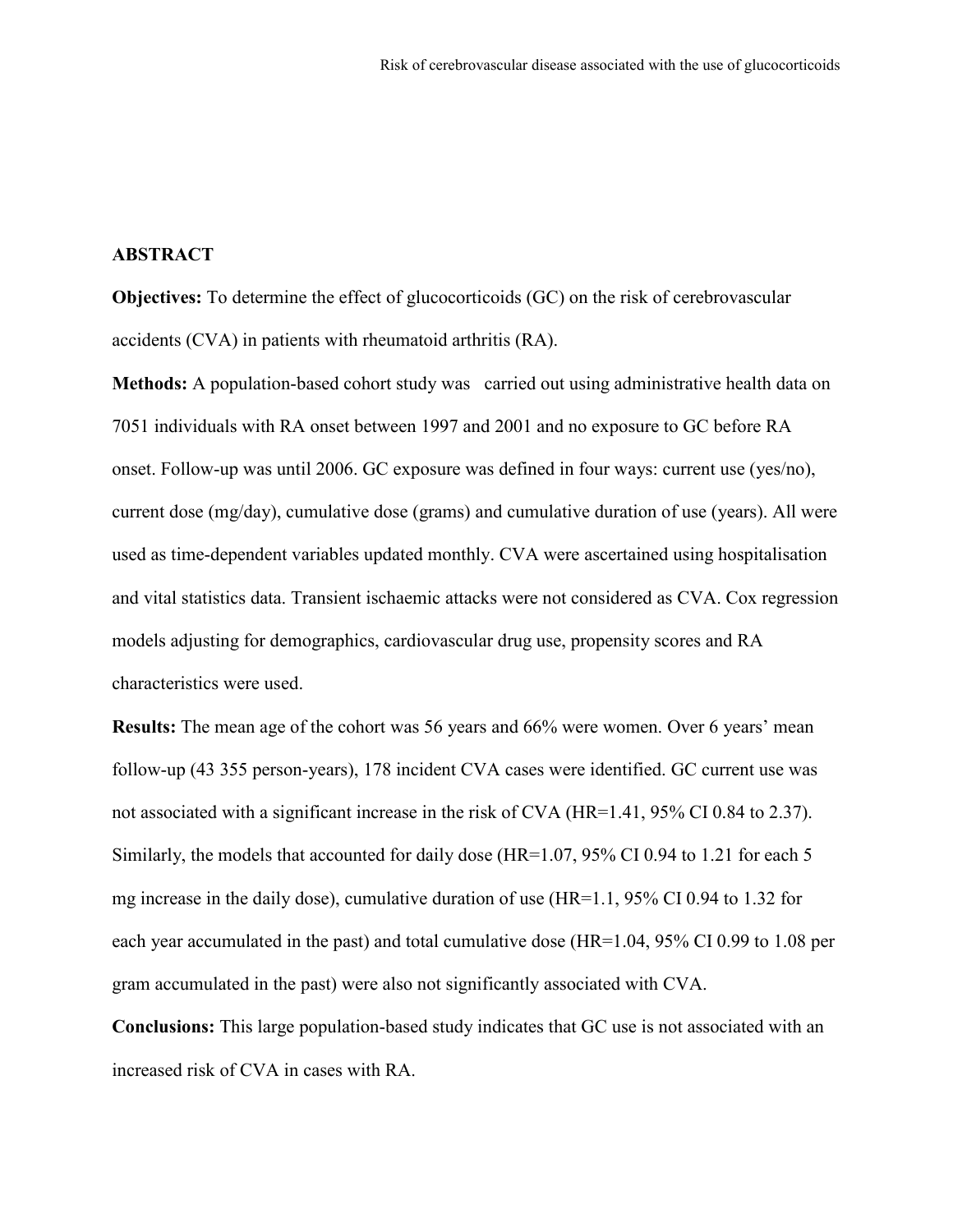## ABSTRACT

**Objectives:** To determine the effect of glucocorticoids (GC) on the risk of cerebrovascular accidents (CVA) in patients with rheumatoid arthritis (RA).

**Methods:** A population-based cohort study was carried out using administrative health data on 7051 individuals with RA onset between 1997 and 2001 and no exposure to GC before RA onset. Follow-up was until 2006. GC exposure was defined in four ways: current use (yes/no), current dose (mg/day), cumulative dose (grams) and cumulative duration of use (years). All were used as time-dependent variables updated monthly. CVA were ascertained using hospitalisation and vital statistics data. Transient ischaemic attacks were not considered as CVA. Cox regression models adjusting for demographics, cardiovascular drug use, propensity scores and RA characteristics were used.

**Results:** The mean age of the cohort was 56 years and 66% were women. Over 6 years' mean follow-up (43 355 person-years), 178 incident CVA cases were identified. GC current use was not associated with a significant increase in the risk of CVA (HR=1.41, 95% CI 0.84 to 2.37). Similarly, the models that accounted for daily dose (HR=1.07, 95% CI 0.94 to 1.21 for each 5 mg increase in the daily dose), cumulative duration of use (HR=1.1, 95% CI 0.94 to 1.32 for each year accumulated in the past) and total cumulative dose (HR=1.04, 95% CI 0.99 to 1.08 per gram accumulated in the past) were also not significantly associated with CVA.

**Conclusions:** This large population-based study indicates that GC use is not associated with an increased risk of CVA in cases with RA.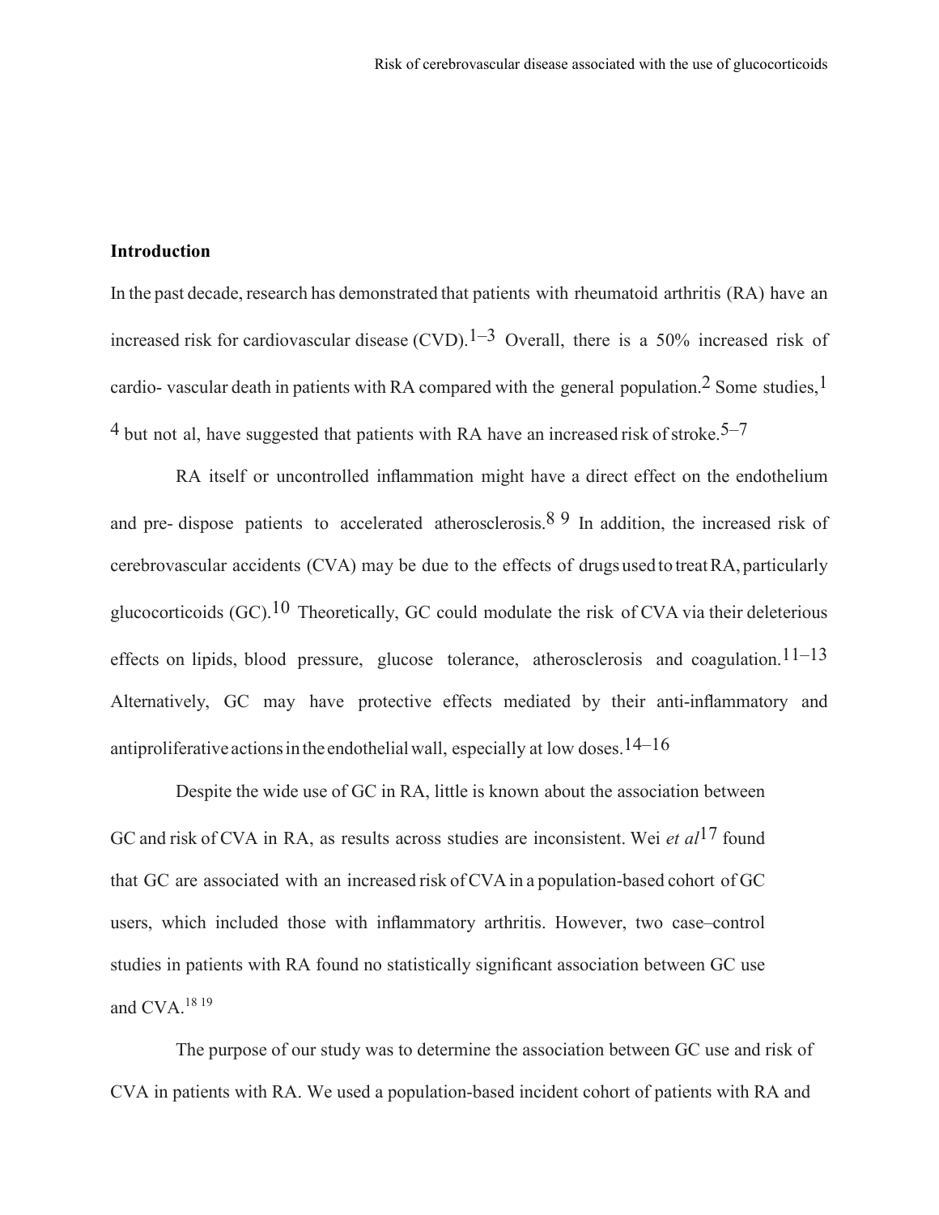## Introduction

In the past decade, research has demonstrated that patients with rheumatoid arthritis (RA) have an increased risk for cardiovascular disease (CVD).[1–3] Overall, there is a 50% increased risk of cardio- vascular death in patients with RA compared with the general population.[2] Some studies,[1,4] but not al, have suggested that patients with RA have an increased risk of stroke.[5–7]

RA itself or uncontrolled inflammation might have a direct effect on the endothelium and pre- dispose patients to accelerated atherosclerosis.[8,9] In addition, the increased risk of cerebrovascular accidents (CVA) may be due to the effects of drugs used to treat RA, particularly glucocorticoids (GC).[10] Theoretically, GC could modulate the risk of CVA via their deleterious effects on lipids, blood pressure, glucose tolerance, atherosclerosis and coagulation.[11–13] Alternatively, GC may have protective effects mediated by their anti-inflammatory and antiproliferative actions in the endothelial wall, especially at low doses.[14–16]

Despite the wide use of GC in RA, little is known about the association between GC and risk of CVA in RA, as results across studies are inconsistent. Wei *et al*[17] found that GC are associated with an increased risk of CVA in a population-based cohort of GC users, which included those with inflammatory arthritis. However, two case–control studies in patients with RA found no statistically significant association between GC use and CVA.[18,19]

The purpose of our study was to determine the association between GC use and risk of CVA in patients with RA. We used a population-based incident cohort of patients with RA and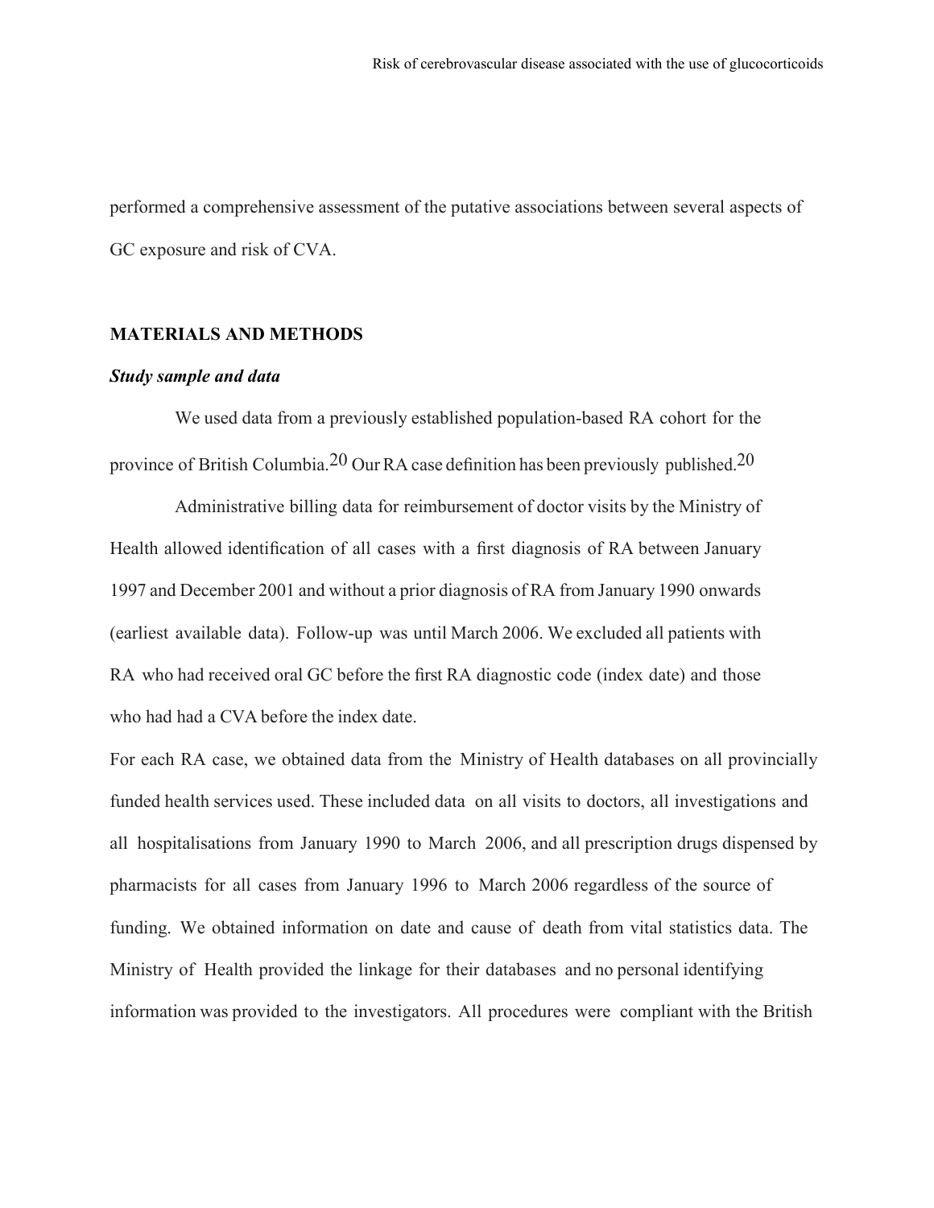performed a comprehensive assessment of the putative associations between several aspects of GC exposure and risk of CVA.

## MATERIALS AND METHODS

### *Study sample and data*

We used data from a previously established population-based RA cohort for the province of British Columbia.[20] Our RA case definition has been previously published.[20]

Administrative billing data for reimbursement of doctor visits by the Ministry of Health allowed identification of all cases with a first diagnosis of RA between January 1997 and December 2001 and without a prior diagnosis of RA from January 1990 onwards (earliest available data). Follow-up was until March 2006. We excluded all patients with RA who had received oral GC before the first RA diagnostic code (index date) and those who had had a CVA before the index date.

For each RA case, we obtained data from the Ministry of Health databases on all provincially funded health services used. These included data on all visits to doctors, all investigations and all hospitalisations from January 1990 to March 2006, and all prescription drugs dispensed by pharmacists for all cases from January 1996 to March 2006 regardless of the source of funding. We obtained information on date and cause of death from vital statistics data. The Ministry of Health provided the linkage for their databases and no personal identifying information was provided to the investigators. All procedures were compliant with the British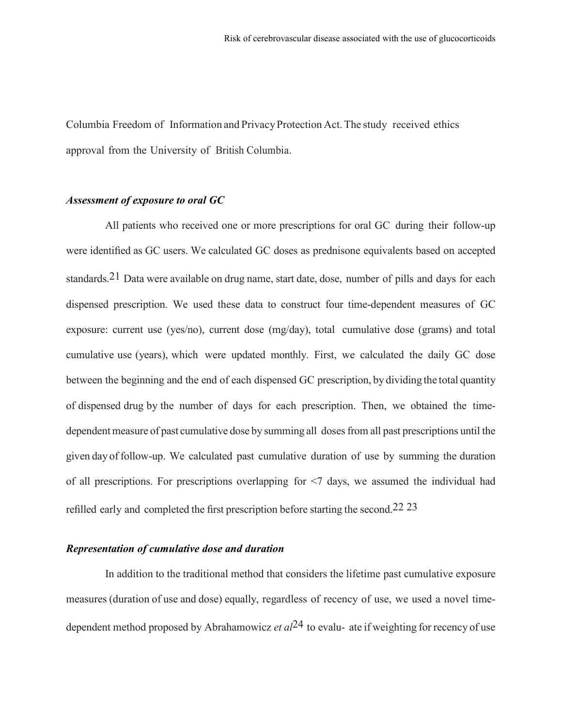Columbia Freedom of Information and Privacy Protection Act. The study received ethics approval from the University of British Columbia.

***Assessment of exposure to oral GC***

All patients who received one or more prescriptions for oral GC during their follow-up were identified as GC users. We calculated GC doses as prednisone equivalents based on accepted standards.[21] Data were available on drug name, start date, dose, number of pills and days for each dispensed prescription. We used these data to construct four time-dependent measures of GC exposure: current use (yes/no), current dose (mg/day), total cumulative dose (grams) and total cumulative use (years), which were updated monthly. First, we calculated the daily GC dose between the beginning and the end of each dispensed GC prescription, by dividing the total quantity of dispensed drug by the number of days for each prescription. Then, we obtained the time-dependent measure of past cumulative dose by summing all doses from all past prescriptions until the given day of follow-up. We calculated past cumulative duration of use by summing the duration of all prescriptions. For prescriptions overlapping for <7 days, we assumed the individual had refilled early and completed the first prescription before starting the second.[22 23]

***Representation of cumulative dose and duration***

In addition to the traditional method that considers the lifetime past cumulative exposure measures (duration of use and dose) equally, regardless of recency of use, we used a novel time-dependent method proposed by Abrahamowicz *et al*[24] to evalu- ate if weighting for recency of use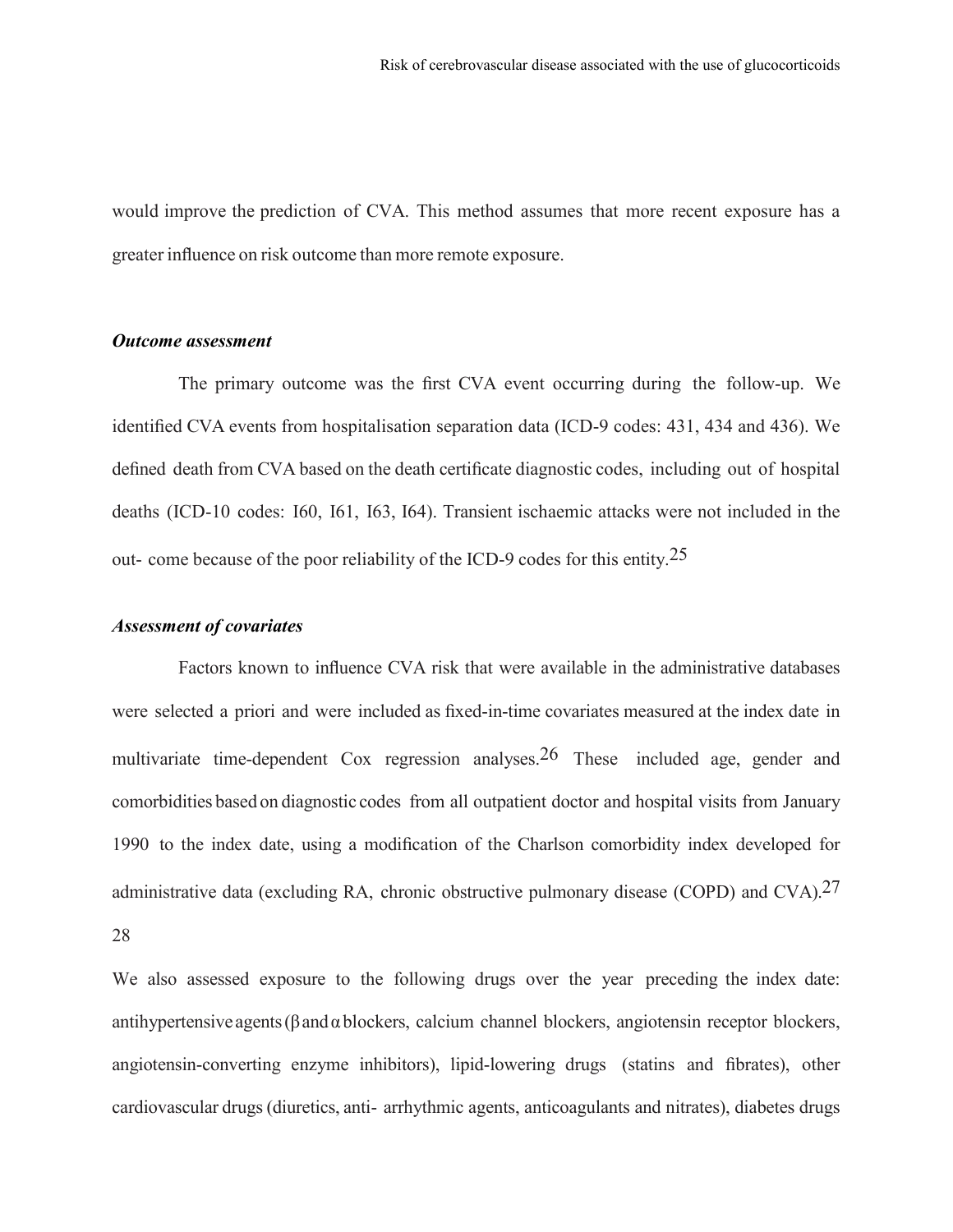would improve the prediction of CVA. This method assumes that more recent exposure has a greater influence on risk outcome than more remote exposure.

***Outcome assessment***

The primary outcome was the first CVA event occurring during the follow-up. We identified CVA events from hospitalisation separation data (ICD-9 codes: 431, 434 and 436). We defined death from CVA based on the death certificate diagnostic codes, including out of hospital deaths (ICD-10 codes: I60, I61, I63, I64). Transient ischaemic attacks were not included in the out- come because of the poor reliability of the ICD-9 codes for this entity.[25]

***Assessment of covariates***

Factors known to influence CVA risk that were available in the administrative databases were selected a priori and were included as fixed-in-time covariates measured at the index date in multivariate time-dependent Cox regression analyses.[26] These included age, gender and comorbidities based on diagnostic codes from all outpatient doctor and hospital visits from January 1990 to the index date, using a modification of the Charlson comorbidity index developed for administrative data (excluding RA, chronic obstructive pulmonary disease (COPD) and CVA).[27,28]

We also assessed exposure to the following drugs over the year preceding the index date: antihypertensive agents (β and α blockers, calcium channel blockers, angiotensin receptor blockers, angiotensin-converting enzyme inhibitors), lipid-lowering drugs (statins and fibrates), other cardiovascular drugs (diuretics, anti- arrhythmic agents, anticoagulants and nitrates), diabetes drugs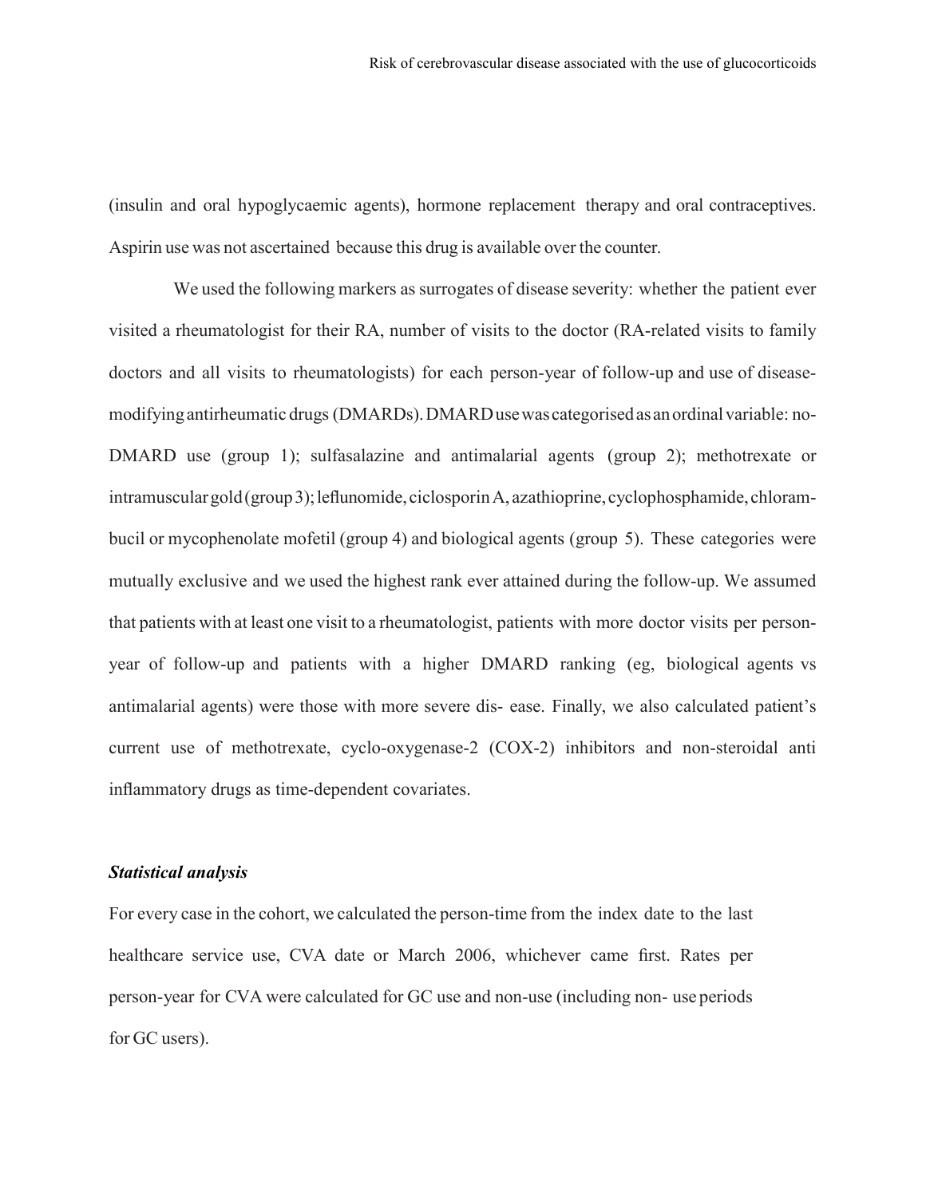(insulin and oral hypoglycaemic agents), hormone replacement therapy and oral contraceptives. Aspirin use was not ascertained because this drug is available over the counter.

We used the following markers as surrogates of disease severity: whether the patient ever visited a rheumatologist for their RA, number of visits to the doctor (RA-related visits to family doctors and all visits to rheumatologists) for each person-year of follow-up and use of disease-modifying antirheumatic drugs (DMARDs). DMARD use was categorised as an ordinal variable: no-DMARD use (group 1); sulfasalazine and antimalarial agents (group 2); methotrexate or intramuscular gold (group 3); leflunomide, ciclosporin A, azathioprine, cyclophosphamide, chlorambucil or mycophenolate mofetil (group 4) and biological agents (group 5). These categories were mutually exclusive and we used the highest rank ever attained during the follow-up. We assumed that patients with at least one visit to a rheumatologist, patients with more doctor visits per person-year of follow-up and patients with a higher DMARD ranking (eg, biological agents vs antimalarial agents) were those with more severe dis- ease. Finally, we also calculated patient's current use of methotrexate, cyclo-oxygenase-2 (COX-2) inhibitors and non-steroidal anti inflammatory drugs as time-dependent covariates.

### *Statistical analysis*

For every case in the cohort, we calculated the person-time from the index date to the last healthcare service use, CVA date or March 2006, whichever came first. Rates per person-year for CVA were calculated for GC use and non-use (including non- use periods for GC users).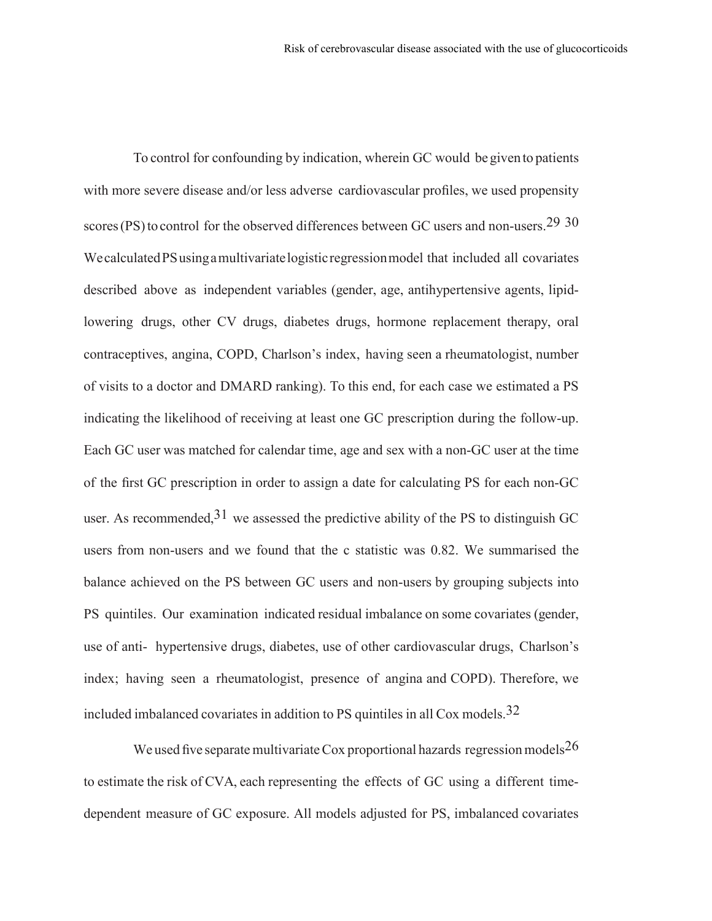To control for confounding by indication, wherein GC would be given to patients with more severe disease and/or less adverse cardiovascular profiles, we used propensity scores (PS) to control for the observed differences between GC users and non-users.[29 30] We calculated PS using a multivariate logistic regression model that included all covariates described above as independent variables (gender, age, antihypertensive agents, lipid-lowering drugs, other CV drugs, diabetes drugs, hormone replacement therapy, oral contraceptives, angina, COPD, Charlson's index, having seen a rheumatologist, number of visits to a doctor and DMARD ranking). To this end, for each case we estimated a PS indicating the likelihood of receiving at least one GC prescription during the follow-up. Each GC user was matched for calendar time, age and sex with a non-GC user at the time of the first GC prescription in order to assign a date for calculating PS for each non-GC user. As recommended,[31] we assessed the predictive ability of the PS to distinguish GC users from non-users and we found that the c statistic was 0.82. We summarised the balance achieved on the PS between GC users and non-users by grouping subjects into PS quintiles. Our examination indicated residual imbalance on some covariates (gender, use of anti- hypertensive drugs, diabetes, use of other cardiovascular drugs, Charlson's index; having seen a rheumatologist, presence of angina and COPD). Therefore, we included imbalanced covariates in addition to PS quintiles in all Cox models.[32]

We used five separate multivariate Cox proportional hazards regression models[26] to estimate the risk of CVA, each representing the effects of GC using a different time-dependent measure of GC exposure. All models adjusted for PS, imbalanced covariates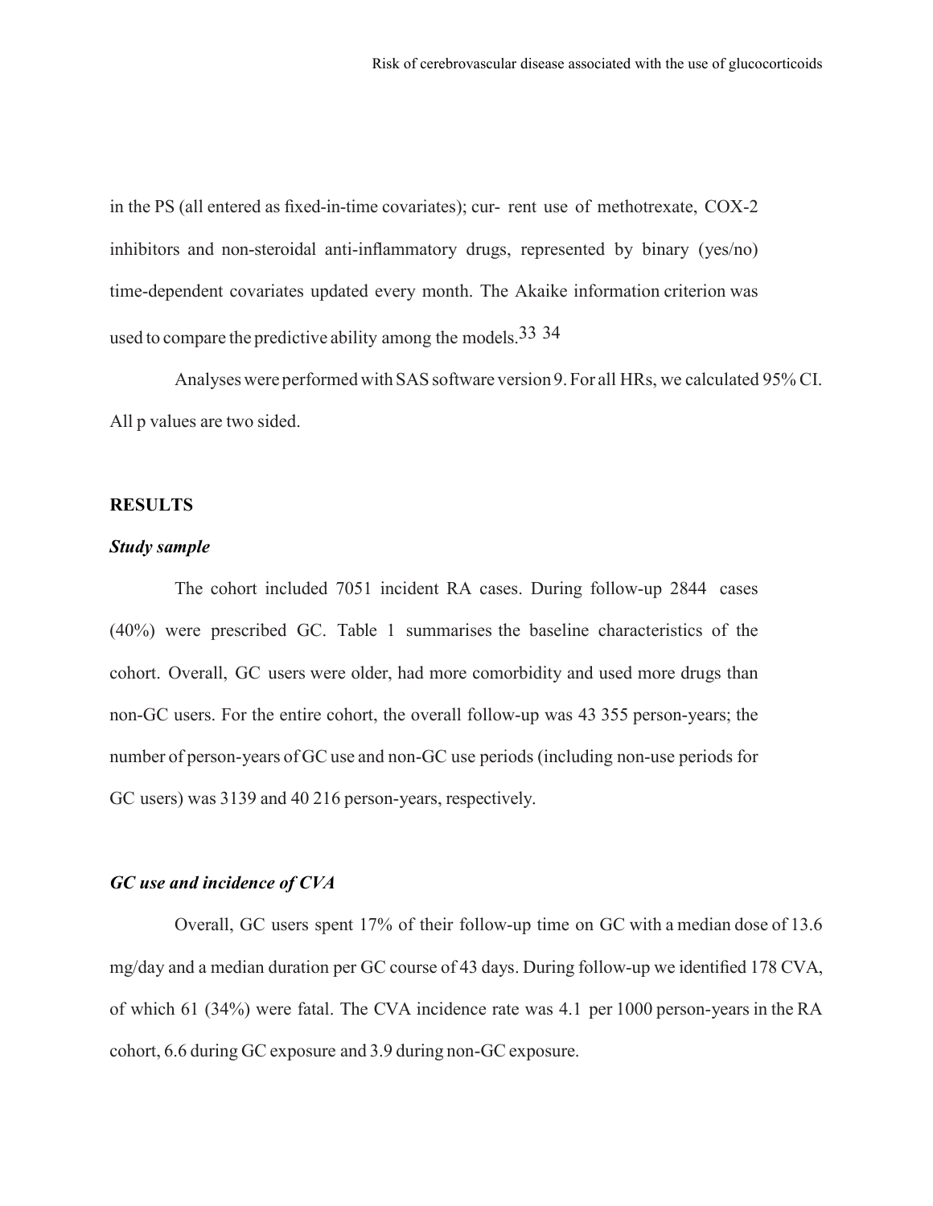in the PS (all entered as fixed-in-time covariates); cur- rent use of methotrexate, COX-2 inhibitors and non-steroidal anti-inflammatory drugs, represented by binary (yes/no) time-dependent covariates updated every month. The Akaike information criterion was used to compare the predictive ability among the models.[33 34]

Analyses were performed with SAS software version 9. For all HRs, we calculated 95% CI. All p values are two sided.

## RESULTS

### *Study sample*

The cohort included 7051 incident RA cases. During follow-up 2844 cases (40%) were prescribed GC. Table 1 summarises the baseline characteristics of the cohort. Overall, GC users were older, had more comorbidity and used more drugs than non-GC users. For the entire cohort, the overall follow-up was 43 355 person-years; the number of person-years of GC use and non-GC use periods (including non-use periods for GC users) was 3139 and 40 216 person-years, respectively.

### *GC use and incidence of CVA*

Overall, GC users spent 17% of their follow-up time on GC with a median dose of 13.6 mg/day and a median duration per GC course of 43 days. During follow-up we identified 178 CVA, of which 61 (34%) were fatal. The CVA incidence rate was 4.1 per 1000 person-years in the RA cohort, 6.6 during GC exposure and 3.9 during non-GC exposure.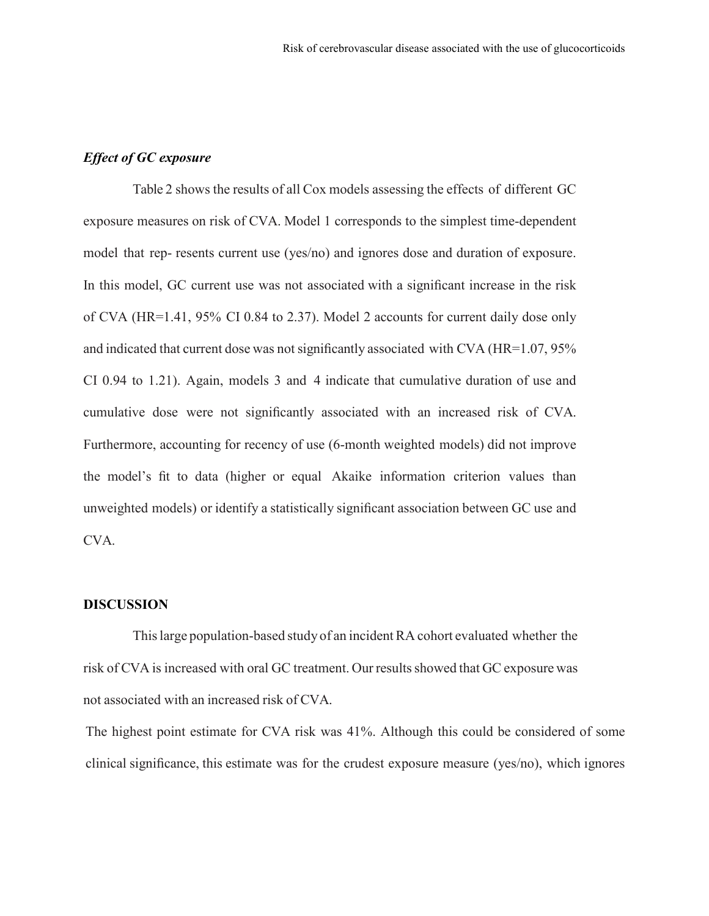### *Effect of GC exposure*

Table 2 shows the results of all Cox models assessing the effects of different GC exposure measures on risk of CVA. Model 1 corresponds to the simplest time-dependent model that rep- resents current use (yes/no) and ignores dose and duration of exposure. In this model, GC current use was not associated with a significant increase in the risk of CVA (HR=1.41, 95% CI 0.84 to 2.37). Model 2 accounts for current daily dose only and indicated that current dose was not significantly associated with CVA (HR=1.07, 95% CI 0.94 to 1.21). Again, models 3 and 4 indicate that cumulative duration of use and cumulative dose were not significantly associated with an increased risk of CVA. Furthermore, accounting for recency of use (6-month weighted models) did not improve the model's fit to data (higher or equal Akaike information criterion values than unweighted models) or identify a statistically significant association between GC use and CVA.

## DISCUSSION

This large population-based study of an incident RA cohort evaluated whether the risk of CVA is increased with oral GC treatment. Our results showed that GC exposure was not associated with an increased risk of CVA.

The highest point estimate for CVA risk was 41%. Although this could be considered of some clinical significance, this estimate was for the crudest exposure measure (yes/no), which ignores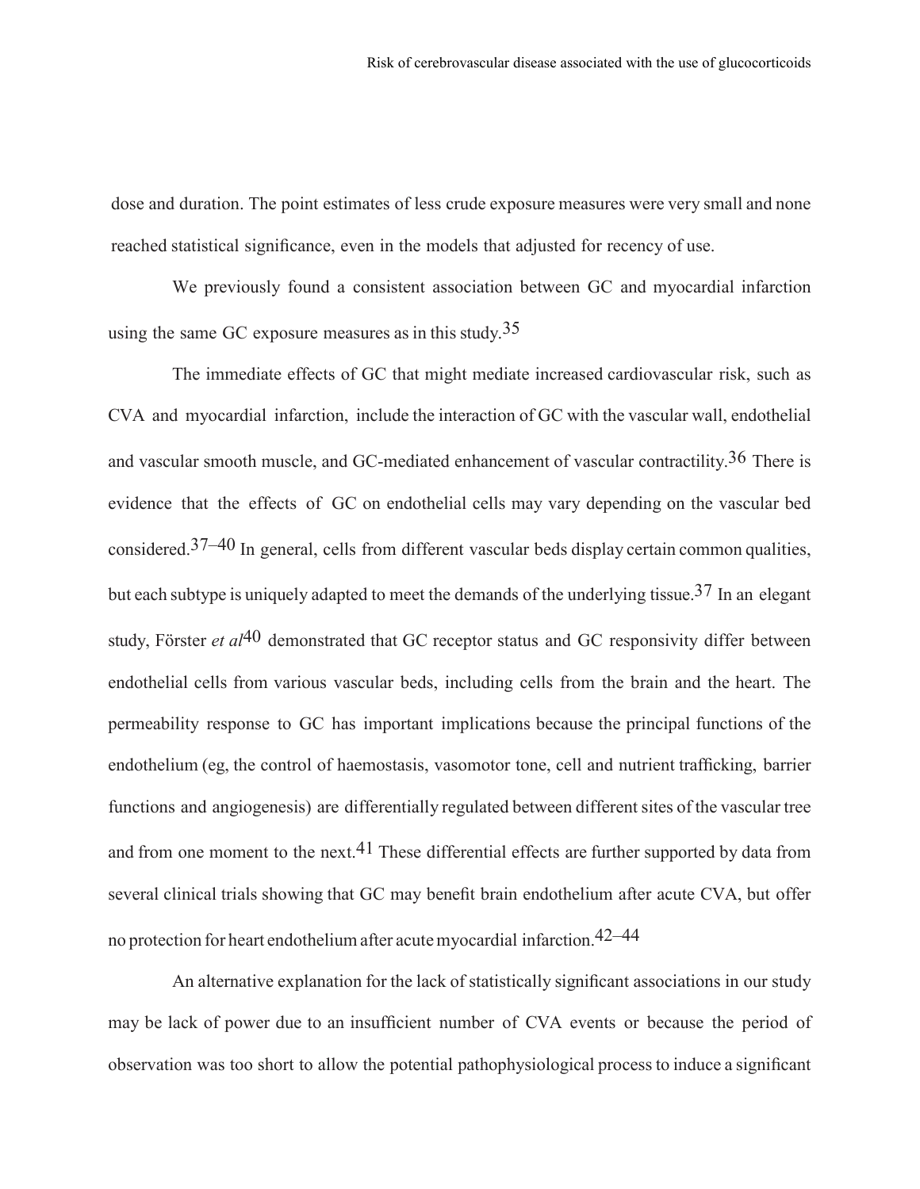dose and duration. The point estimates of less crude exposure measures were very small and none reached statistical significance, even in the models that adjusted for recency of use.

We previously found a consistent association between GC and myocardial infarction using the same GC exposure measures as in this study.[35]

The immediate effects of GC that might mediate increased cardiovascular risk, such as CVA and myocardial infarction, include the interaction of GC with the vascular wall, endothelial and vascular smooth muscle, and GC-mediated enhancement of vascular contractility.[36] There is evidence that the effects of GC on endothelial cells may vary depending on the vascular bed considered.[37–40] In general, cells from different vascular beds display certain common qualities, but each subtype is uniquely adapted to meet the demands of the underlying tissue.[37] In an elegant study, Förster *et al*[40] demonstrated that GC receptor status and GC responsivity differ between endothelial cells from various vascular beds, including cells from the brain and the heart. The permeability response to GC has important implications because the principal functions of the endothelium (eg, the control of haemostasis, vasomotor tone, cell and nutrient trafficking, barrier functions and angiogenesis) are differentially regulated between different sites of the vascular tree and from one moment to the next.[41] These differential effects are further supported by data from several clinical trials showing that GC may benefit brain endothelium after acute CVA, but offer no protection for heart endothelium after acute myocardial infarction.[42–44]

An alternative explanation for the lack of statistically significant associations in our study may be lack of power due to an insufficient number of CVA events or because the period of observation was too short to allow the potential pathophysiological process to induce a significant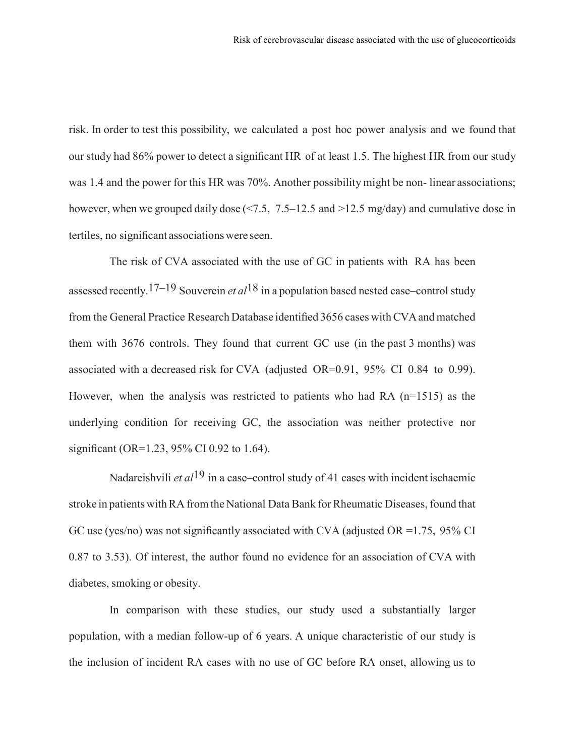risk. In order to test this possibility, we calculated a post hoc power analysis and we found that our study had 86% power to detect a significant HR of at least 1.5. The highest HR from our study was 1.4 and the power for this HR was 70%. Another possibility might be non- linear associations; however, when we grouped daily dose (<7.5, 7.5–12.5 and >12.5 mg/day) and cumulative dose in tertiles, no significant associations were seen.

The risk of CVA associated with the use of GC in patients with RA has been assessed recently.[17–19] Souverein *et al*[18] in a population based nested case–control study from the General Practice Research Database identified 3656 cases with CVA and matched them with 3676 controls. They found that current GC use (in the past 3 months) was associated with a decreased risk for CVA (adjusted OR=0.91, 95% CI 0.84 to 0.99). However, when the analysis was restricted to patients who had RA (n=1515) as the underlying condition for receiving GC, the association was neither protective nor significant (OR=1.23, 95% CI 0.92 to 1.64).

Nadareishvili *et al*[19] in a case–control study of 41 cases with incident ischaemic stroke in patients with RA from the National Data Bank for Rheumatic Diseases, found that GC use (yes/no) was not significantly associated with CVA (adjusted OR =1.75, 95% CI 0.87 to 3.53). Of interest, the author found no evidence for an association of CVA with diabetes, smoking or obesity.

In comparison with these studies, our study used a substantially larger population, with a median follow-up of 6 years. A unique characteristic of our study is the inclusion of incident RA cases with no use of GC before RA onset, allowing us to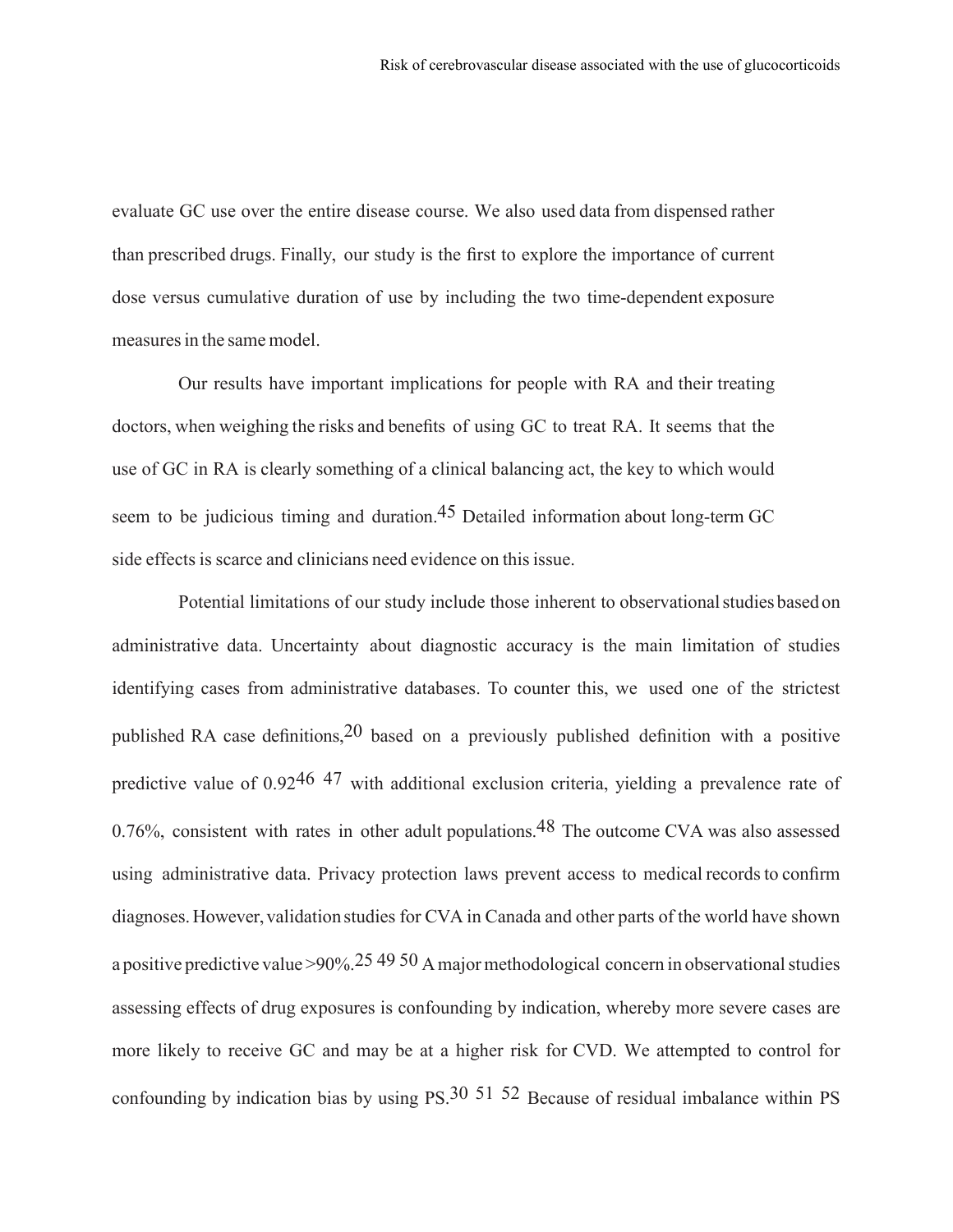evaluate GC use over the entire disease course. We also used data from dispensed rather than prescribed drugs. Finally, our study is the first to explore the importance of current dose versus cumulative duration of use by including the two time-dependent exposure measures in the same model.

Our results have important implications for people with RA and their treating doctors, when weighing the risks and benefits of using GC to treat RA. It seems that the use of GC in RA is clearly something of a clinical balancing act, the key to which would seem to be judicious timing and duration.[45] Detailed information about long-term GC side effects is scarce and clinicians need evidence on this issue.

Potential limitations of our study include those inherent to observational studies based on administrative data. Uncertainty about diagnostic accuracy is the main limitation of studies identifying cases from administrative databases. To counter this, we used one of the strictest published RA case definitions,[20] based on a previously published definition with a positive predictive value of 0.92[46 47] with additional exclusion criteria, yielding a prevalence rate of 0.76%, consistent with rates in other adult populations.[48] The outcome CVA was also assessed using administrative data. Privacy protection laws prevent access to medical records to confirm diagnoses. However, validation studies for CVA in Canada and other parts of the world have shown a positive predictive value >90%.[25 49 50] A major methodological concern in observational studies assessing effects of drug exposures is confounding by indication, whereby more severe cases are more likely to receive GC and may be at a higher risk for CVD. We attempted to control for confounding by indication bias by using PS.[30 51 52] Because of residual imbalance within PS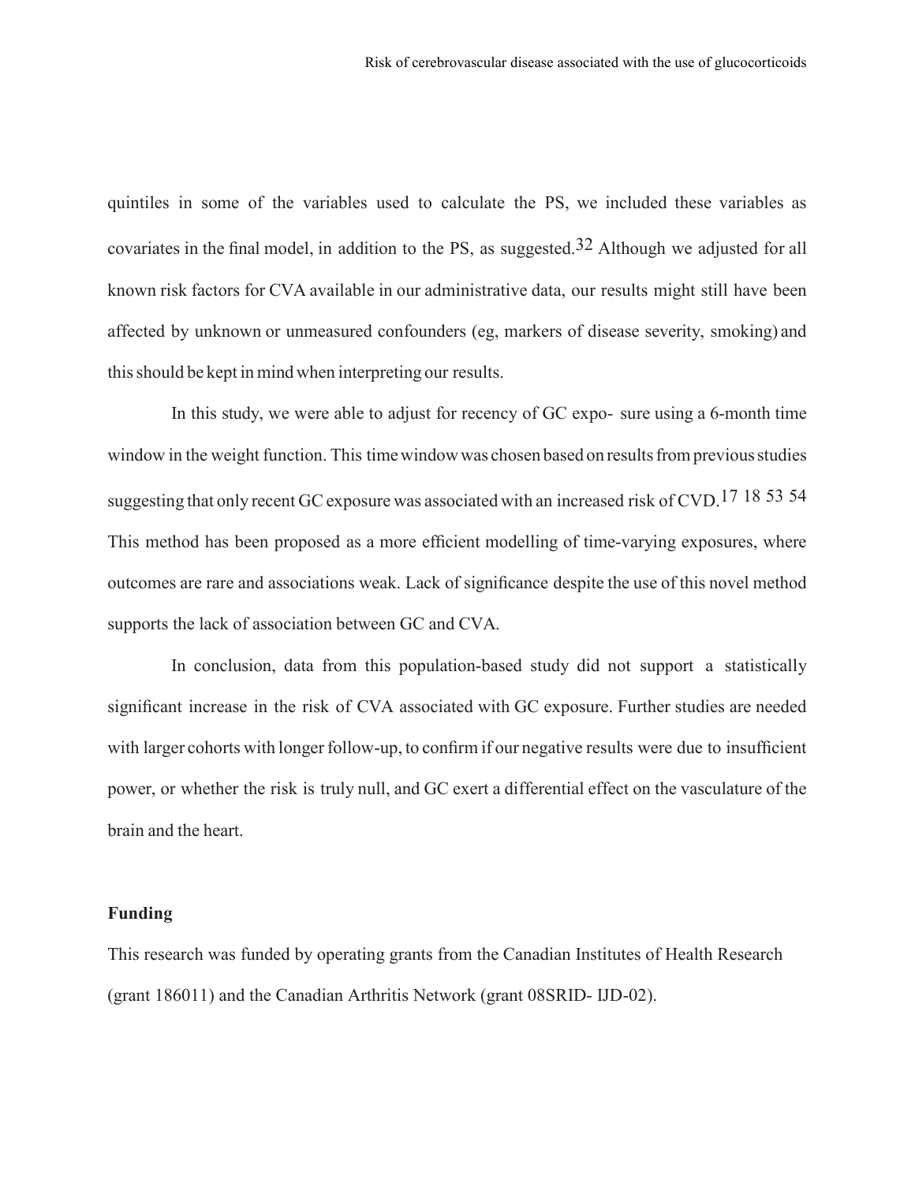quintiles in some of the variables used to calculate the PS, we included these variables as covariates in the final model, in addition to the PS, as suggested.[32] Although we adjusted for all known risk factors for CVA available in our administrative data, our results might still have been affected by unknown or unmeasured confounders (eg, markers of disease severity, smoking) and this should be kept in mind when interpreting our results.

In this study, we were able to adjust for recency of GC expo- sure using a 6-month time window in the weight function. This time window was chosen based on results from previous studies suggesting that only recent GC exposure was associated with an increased risk of CVD.[17 18 53 54] This method has been proposed as a more efficient modelling of time-varying exposures, where outcomes are rare and associations weak. Lack of significance despite the use of this novel method supports the lack of association between GC and CVA.

In conclusion, data from this population-based study did not support a statistically significant increase in the risk of CVA associated with GC exposure. Further studies are needed with larger cohorts with longer follow-up, to confirm if our negative results were due to insufficient power, or whether the risk is truly null, and GC exert a differential effect on the vasculature of the brain and the heart.

**Funding**

This research was funded by operating grants from the Canadian Institutes of Health Research (grant 186011) and the Canadian Arthritis Network (grant 08SRID- IJD-02).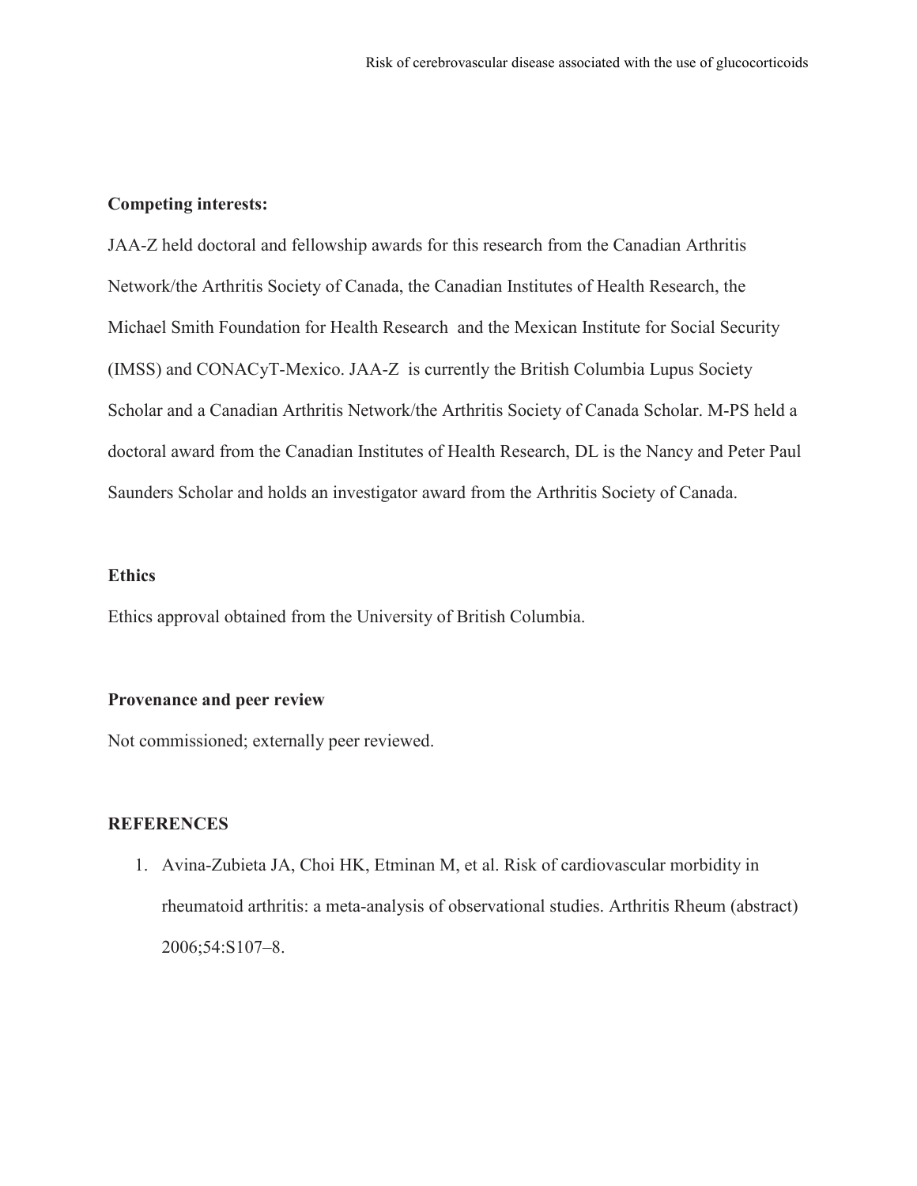**Competing interests:**

JAA-Z held doctoral and fellowship awards for this research from the Canadian Arthritis Network/the Arthritis Society of Canada, the Canadian Institutes of Health Research, the Michael Smith Foundation for Health Research and the Mexican Institute for Social Security (IMSS) and CONACyT-Mexico. JAA-Z is currently the British Columbia Lupus Society Scholar and a Canadian Arthritis Network/the Arthritis Society of Canada Scholar. M-PS held a doctoral award from the Canadian Institutes of Health Research, DL is the Nancy and Peter Paul Saunders Scholar and holds an investigator award from the Arthritis Society of Canada.

**Ethics**

Ethics approval obtained from the University of British Columbia.

**Provenance and peer review**

Not commissioned; externally peer reviewed.

**REFERENCES**

1. Avina-Zubieta JA, Choi HK, Etminan M, et al. Risk of cardiovascular morbidity in rheumatoid arthritis: a meta-analysis of observational studies. Arthritis Rheum (abstract) 2006;54:S107–8.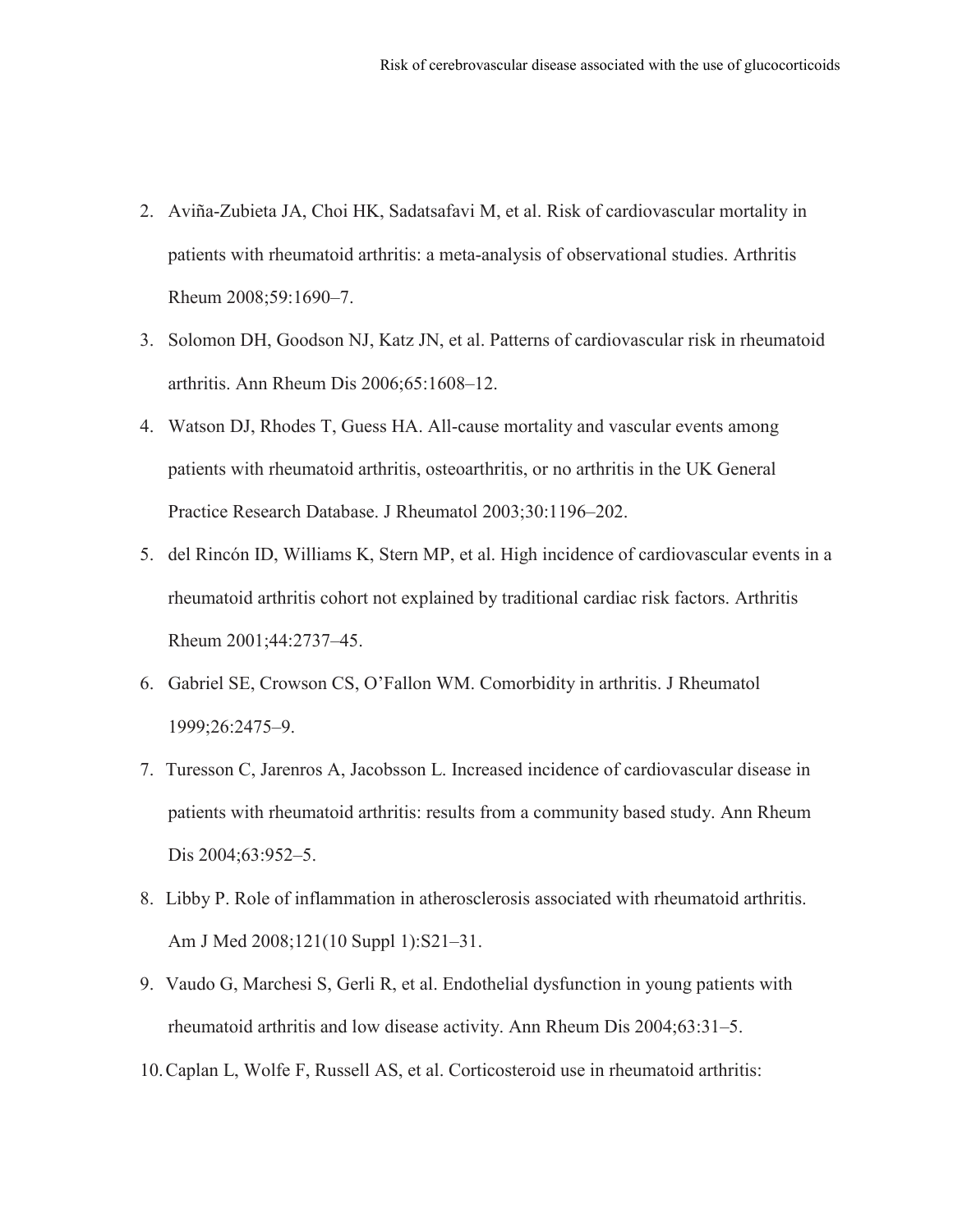2. Aviña-Zubieta JA, Choi HK, Sadatsafavi M, et al. Risk of cardiovascular mortality in patients with rheumatoid arthritis: a meta-analysis of observational studies. Arthritis Rheum 2008;59:1690–7.
3. Solomon DH, Goodson NJ, Katz JN, et al. Patterns of cardiovascular risk in rheumatoid arthritis. Ann Rheum Dis 2006;65:1608–12.
4. Watson DJ, Rhodes T, Guess HA. All-cause mortality and vascular events among patients with rheumatoid arthritis, osteoarthritis, or no arthritis in the UK General Practice Research Database. J Rheumatol 2003;30:1196–202.
5. del Rincón ID, Williams K, Stern MP, et al. High incidence of cardiovascular events in a rheumatoid arthritis cohort not explained by traditional cardiac risk factors. Arthritis Rheum 2001;44:2737–45.
6. Gabriel SE, Crowson CS, O'Fallon WM. Comorbidity in arthritis. J Rheumatol 1999;26:2475–9.
7. Turesson C, Jarenros A, Jacobsson L. Increased incidence of cardiovascular disease in patients with rheumatoid arthritis: results from a community based study. Ann Rheum Dis 2004;63:952–5.
8. Libby P. Role of inflammation in atherosclerosis associated with rheumatoid arthritis. Am J Med 2008;121(10 Suppl 1):S21–31.
9. Vaudo G, Marchesi S, Gerli R, et al. Endothelial dysfunction in young patients with rheumatoid arthritis and low disease activity. Ann Rheum Dis 2004;63:31–5.
10. Caplan L, Wolfe F, Russell AS, et al. Corticosteroid use in rheumatoid arthritis: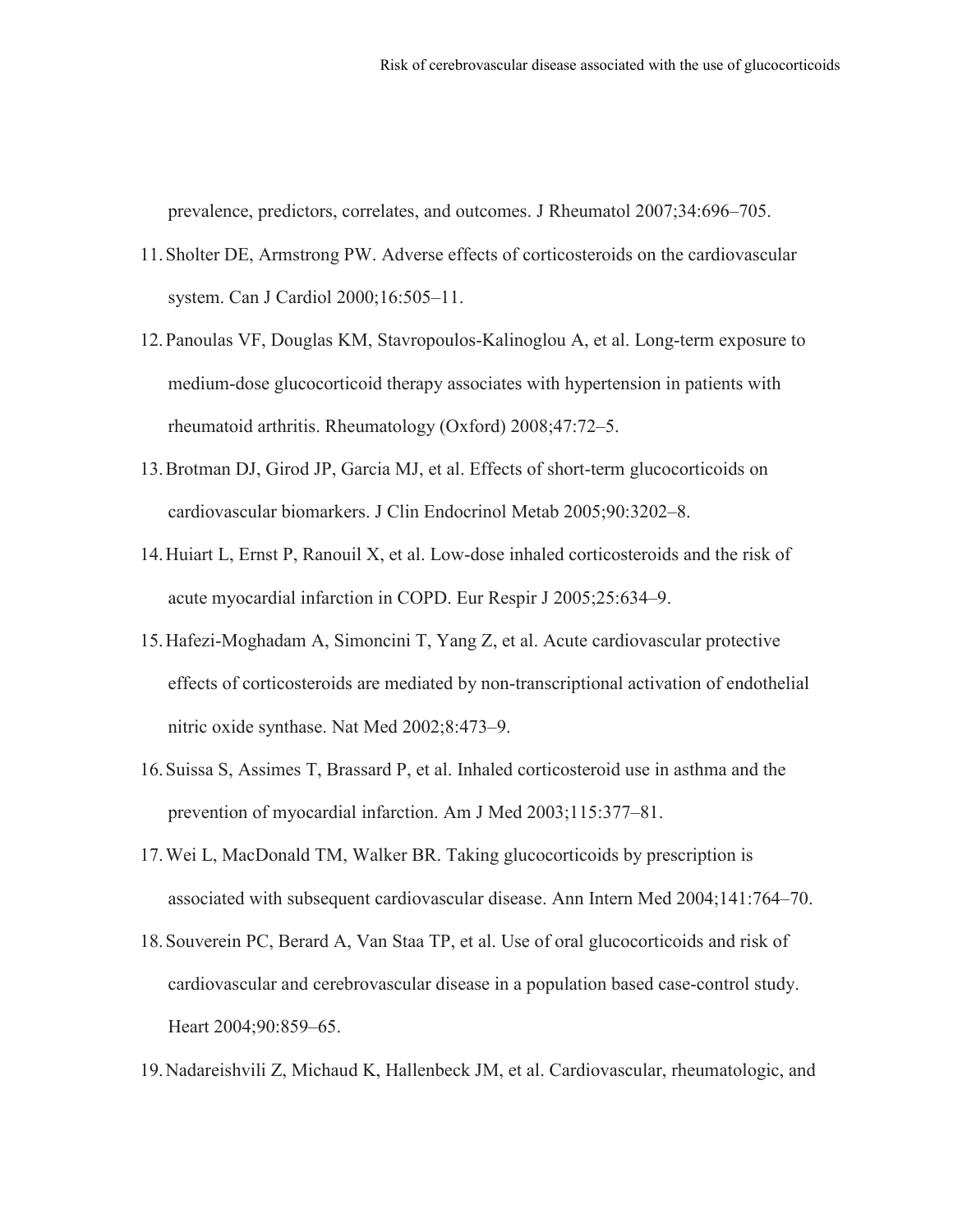prevalence, predictors, correlates, and outcomes. J Rheumatol 2007;34:696–705.

11. Sholter DE, Armstrong PW. Adverse effects of corticosteroids on the cardiovascular system. Can J Cardiol 2000;16:505–11.

12. Panoulas VF, Douglas KM, Stavropoulos-Kalinoglou A, et al. Long-term exposure to medium-dose glucocorticoid therapy associates with hypertension in patients with rheumatoid arthritis. Rheumatology (Oxford) 2008;47:72–5.

13. Brotman DJ, Girod JP, Garcia MJ, et al. Effects of short-term glucocorticoids on cardiovascular biomarkers. J Clin Endocrinol Metab 2005;90:3202–8.

14. Huiart L, Ernst P, Ranouil X, et al. Low-dose inhaled corticosteroids and the risk of acute myocardial infarction in COPD. Eur Respir J 2005;25:634–9.

15. Hafezi-Moghadam A, Simoncini T, Yang Z, et al. Acute cardiovascular protective effects of corticosteroids are mediated by non-transcriptional activation of endothelial nitric oxide synthase. Nat Med 2002;8:473–9.

16. Suissa S, Assimes T, Brassard P, et al. Inhaled corticosteroid use in asthma and the prevention of myocardial infarction. Am J Med 2003;115:377–81.

17. Wei L, MacDonald TM, Walker BR. Taking glucocorticoids by prescription is associated with subsequent cardiovascular disease. Ann Intern Med 2004;141:764–70.

18. Souverein PC, Berard A, Van Staa TP, et al. Use of oral glucocorticoids and risk of cardiovascular and cerebrovascular disease in a population based case-control study. Heart 2004;90:859–65.

19. Nadareishvili Z, Michaud K, Hallenbeck JM, et al. Cardiovascular, rheumatologic, and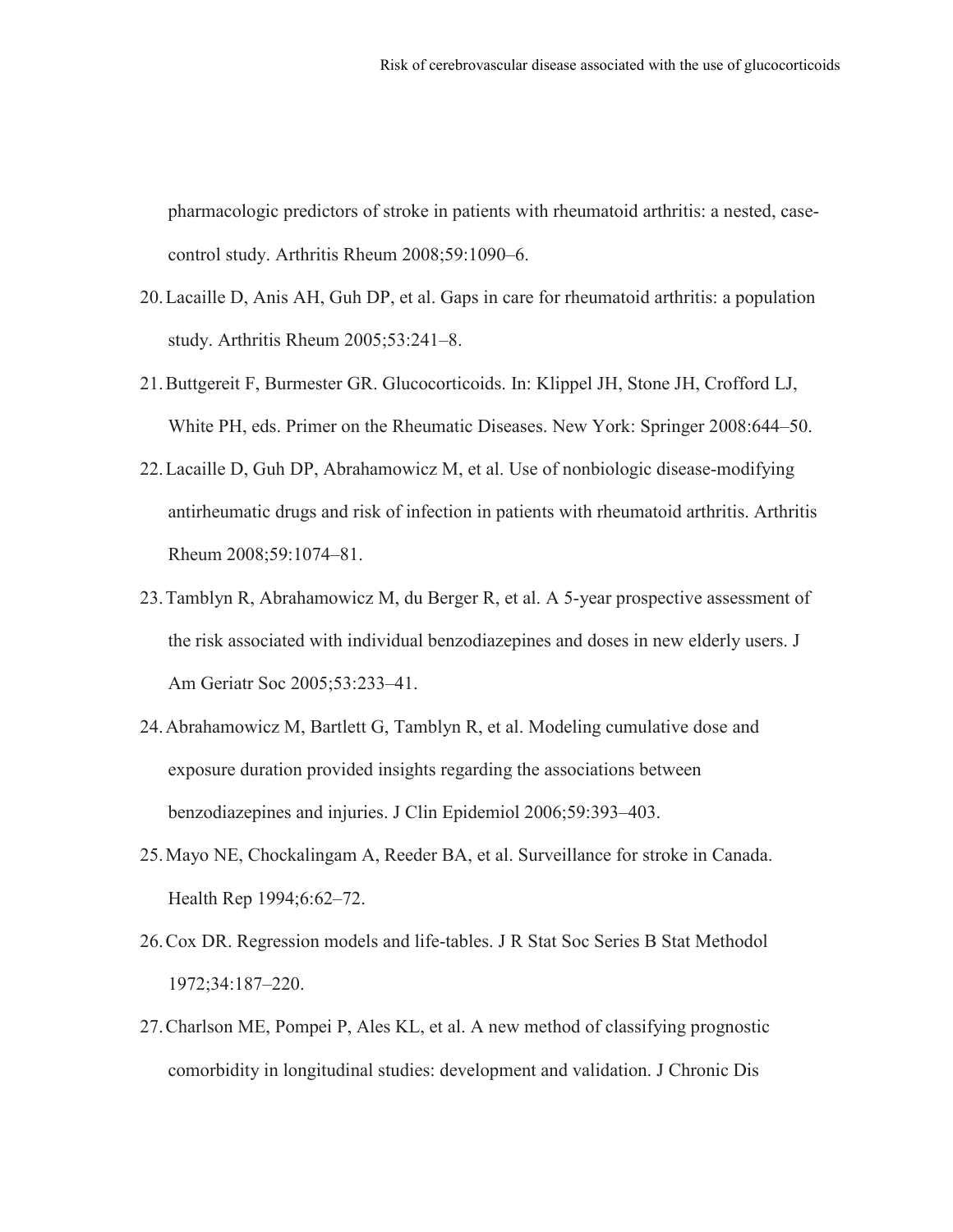pharmacologic predictors of stroke in patients with rheumatoid arthritis: a nested, case-control study. Arthritis Rheum 2008;59:1090–6.

20. Lacaille D, Anis AH, Guh DP, et al. Gaps in care for rheumatoid arthritis: a population study. Arthritis Rheum 2005;53:241–8.

21. Buttgereit F, Burmester GR. Glucocorticoids. In: Klippel JH, Stone JH, Crofford LJ, White PH, eds. Primer on the Rheumatic Diseases. New York: Springer 2008:644–50.

22. Lacaille D, Guh DP, Abrahamowicz M, et al. Use of nonbiologic disease-modifying antirheumatic drugs and risk of infection in patients with rheumatoid arthritis. Arthritis Rheum 2008;59:1074–81.

23. Tamblyn R, Abrahamowicz M, du Berger R, et al. A 5-year prospective assessment of the risk associated with individual benzodiazepines and doses in new elderly users. J Am Geriatr Soc 2005;53:233–41.

24. Abrahamowicz M, Bartlett G, Tamblyn R, et al. Modeling cumulative dose and exposure duration provided insights regarding the associations between benzodiazepines and injuries. J Clin Epidemiol 2006;59:393–403.

25. Mayo NE, Chockalingam A, Reeder BA, et al. Surveillance for stroke in Canada. Health Rep 1994;6:62–72.

26. Cox DR. Regression models and life-tables. J R Stat Soc Series B Stat Methodol 1972;34:187–220.

27. Charlson ME, Pompei P, Ales KL, et al. A new method of classifying prognostic comorbidity in longitudinal studies: development and validation. J Chronic Dis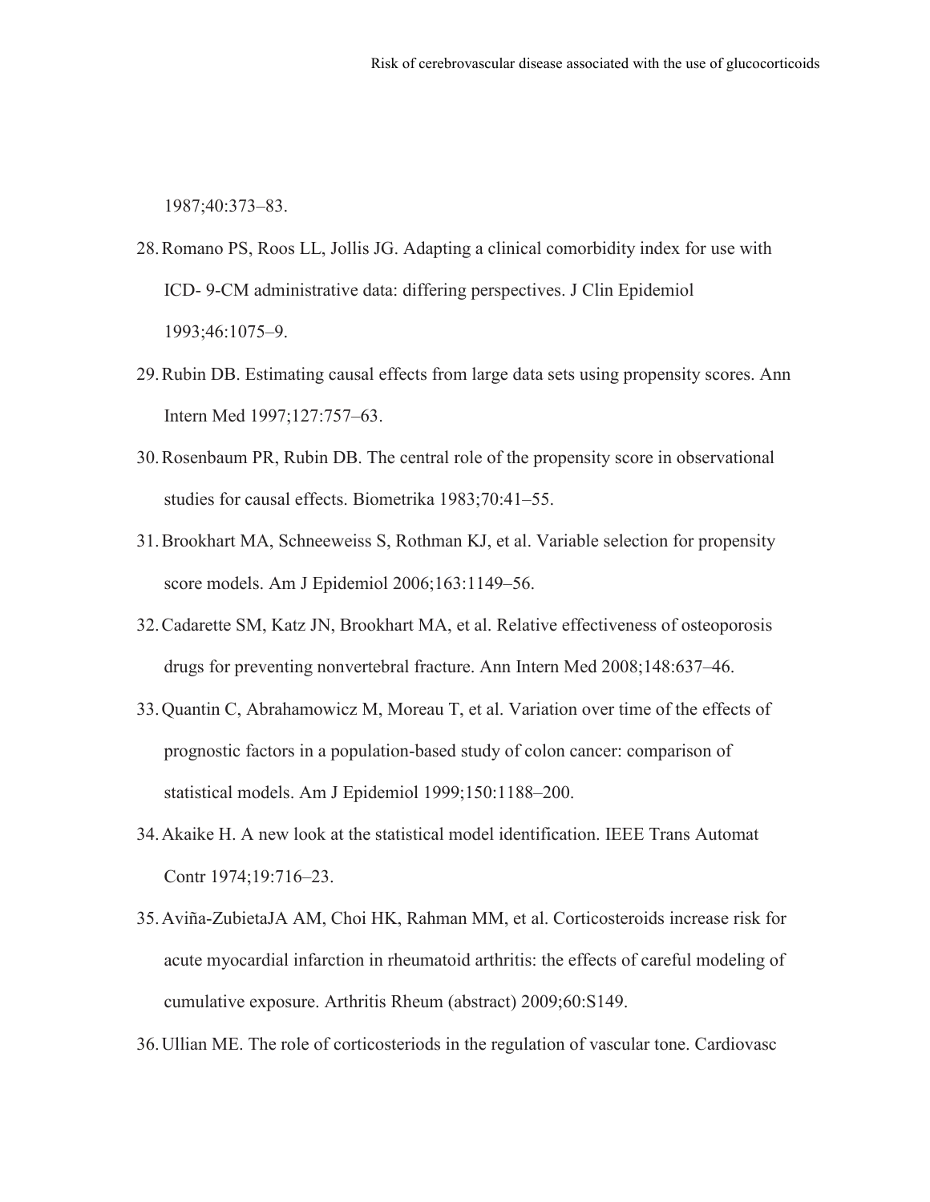1987;40:373–83.

28. Romano PS, Roos LL, Jollis JG. Adapting a clinical comorbidity index for use with ICD- 9-CM administrative data: differing perspectives. J Clin Epidemiol 1993;46:1075–9.

29. Rubin DB. Estimating causal effects from large data sets using propensity scores. Ann Intern Med 1997;127:757–63.

30. Rosenbaum PR, Rubin DB. The central role of the propensity score in observational studies for causal effects. Biometrika 1983;70:41–55.

31. Brookhart MA, Schneeweiss S, Rothman KJ, et al. Variable selection for propensity score models. Am J Epidemiol 2006;163:1149–56.

32. Cadarette SM, Katz JN, Brookhart MA, et al. Relative effectiveness of osteoporosis drugs for preventing nonvertebral fracture. Ann Intern Med 2008;148:637–46.

33. Quantin C, Abrahamowicz M, Moreau T, et al. Variation over time of the effects of prognostic factors in a population-based study of colon cancer: comparison of statistical models. Am J Epidemiol 1999;150:1188–200.

34. Akaike H. A new look at the statistical model identification. IEEE Trans Automat Contr 1974;19:716–23.

35. Aviña-ZubietaJA AM, Choi HK, Rahman MM, et al. Corticosteroids increase risk for acute myocardial infarction in rheumatoid arthritis: the effects of careful modeling of cumulative exposure. Arthritis Rheum (abstract) 2009;60:S149.

36. Ullian ME. The role of corticosteriods in the regulation of vascular tone. Cardiovasc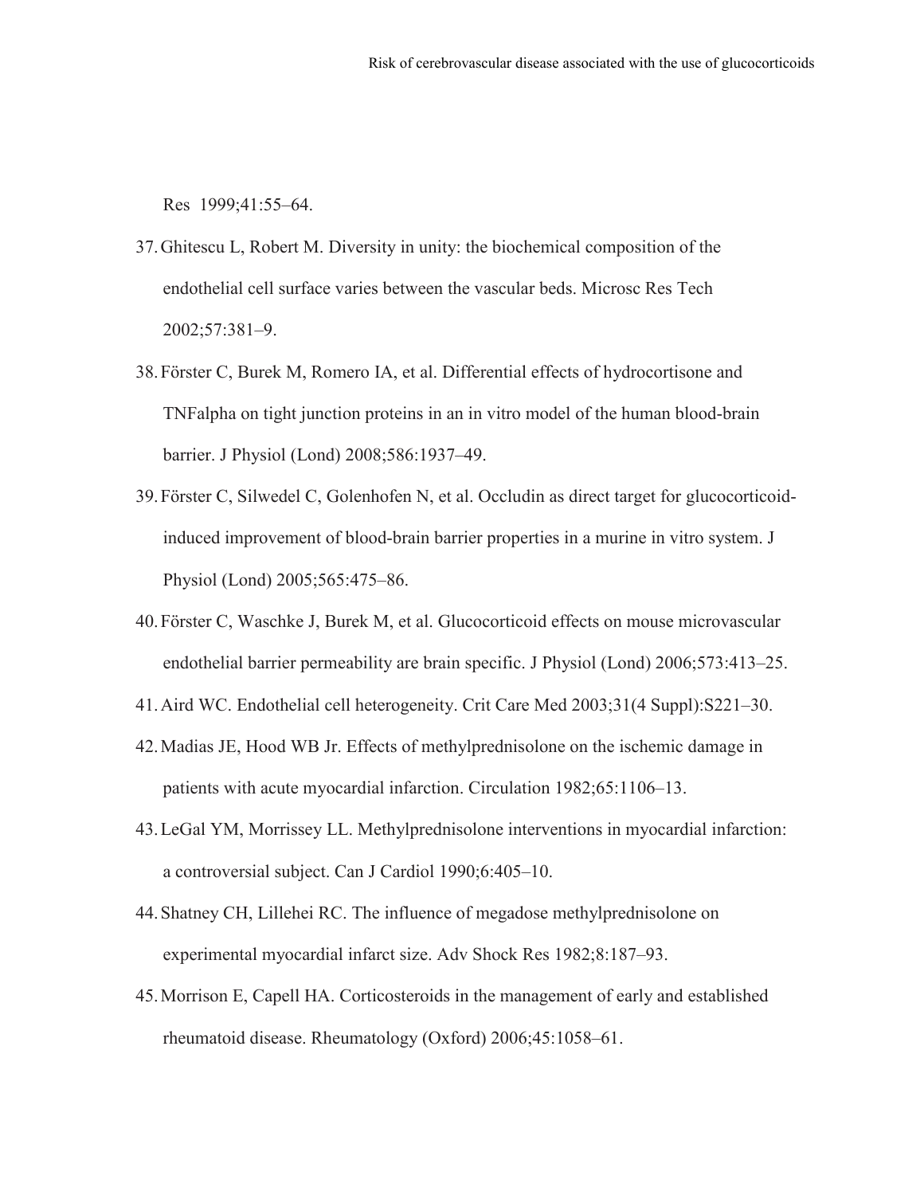Res 1999;41:55–64.

37. Ghitescu L, Robert M. Diversity in unity: the biochemical composition of the endothelial cell surface varies between the vascular beds. Microsc Res Tech 2002;57:381–9.
38. Förster C, Burek M, Romero IA, et al. Differential effects of hydrocortisone and TNFalpha on tight junction proteins in an in vitro model of the human blood-brain barrier. J Physiol (Lond) 2008;586:1937–49.
39. Förster C, Silwedel C, Golenhofen N, et al. Occludin as direct target for glucocorticoid-induced improvement of blood-brain barrier properties in a murine in vitro system. J Physiol (Lond) 2005;565:475–86.
40. Förster C, Waschke J, Burek M, et al. Glucocorticoid effects on mouse microvascular endothelial barrier permeability are brain specific. J Physiol (Lond) 2006;573:413–25.
41. Aird WC. Endothelial cell heterogeneity. Crit Care Med 2003;31(4 Suppl):S221–30.
42. Madias JE, Hood WB Jr. Effects of methylprednisolone on the ischemic damage in patients with acute myocardial infarction. Circulation 1982;65:1106–13.
43. LeGal YM, Morrissey LL. Methylprednisolone interventions in myocardial infarction: a controversial subject. Can J Cardiol 1990;6:405–10.
44. Shatney CH, Lillehei RC. The influence of megadose methylprednisolone on experimental myocardial infarct size. Adv Shock Res 1982;8:187–93.
45. Morrison E, Capell HA. Corticosteroids in the management of early and established rheumatoid disease. Rheumatology (Oxford) 2006;45:1058–61.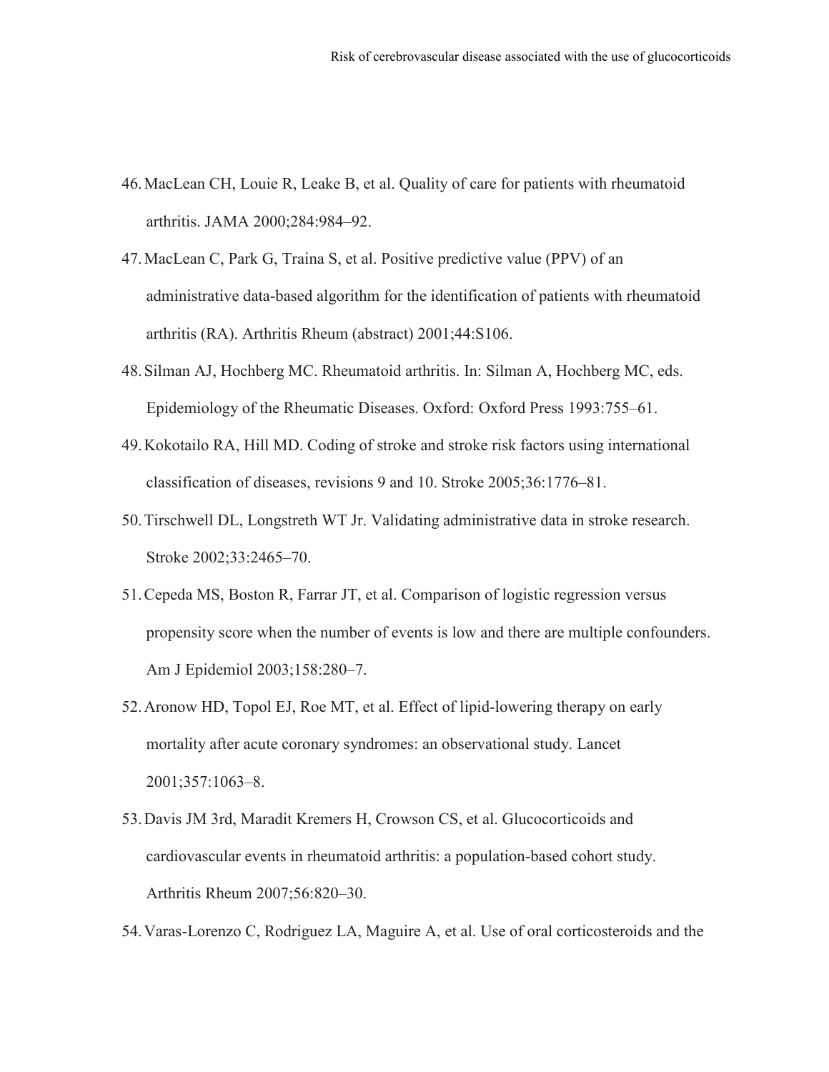46. MacLean CH, Louie R, Leake B, et al. Quality of care for patients with rheumatoid arthritis. JAMA 2000;284:984–92.

47. MacLean C, Park G, Traina S, et al. Positive predictive value (PPV) of an administrative data-based algorithm for the identification of patients with rheumatoid arthritis (RA). Arthritis Rheum (abstract) 2001;44:S106.

48. Silman AJ, Hochberg MC. Rheumatoid arthritis. In: Silman A, Hochberg MC, eds. Epidemiology of the Rheumatic Diseases. Oxford: Oxford Press 1993:755–61.

49. Kokotailo RA, Hill MD. Coding of stroke and stroke risk factors using international classification of diseases, revisions 9 and 10. Stroke 2005;36:1776–81.

50. Tirschwell DL, Longstreth WT Jr. Validating administrative data in stroke research. Stroke 2002;33:2465–70.

51. Cepeda MS, Boston R, Farrar JT, et al. Comparison of logistic regression versus propensity score when the number of events is low and there are multiple confounders. Am J Epidemiol 2003;158:280–7.

52. Aronow HD, Topol EJ, Roe MT, et al. Effect of lipid-lowering therapy on early mortality after acute coronary syndromes: an observational study. Lancet 2001;357:1063–8.

53. Davis JM 3rd, Maradit Kremers H, Crowson CS, et al. Glucocorticoids and cardiovascular events in rheumatoid arthritis: a population-based cohort study. Arthritis Rheum 2007;56:820–30.

54. Varas-Lorenzo C, Rodriguez LA, Maguire A, et al. Use of oral corticosteroids and the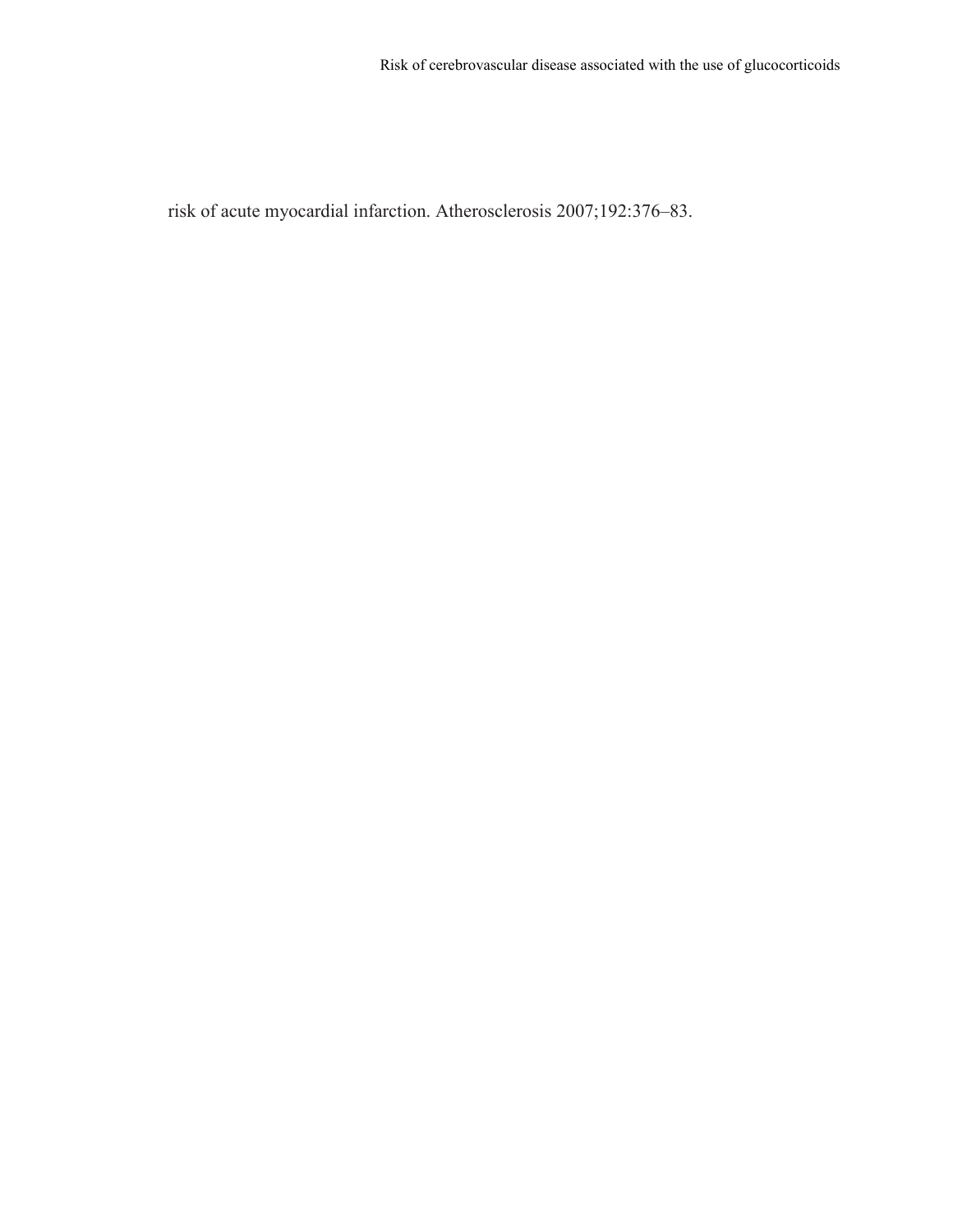risk of acute myocardial infarction. Atherosclerosis 2007;192:376–83.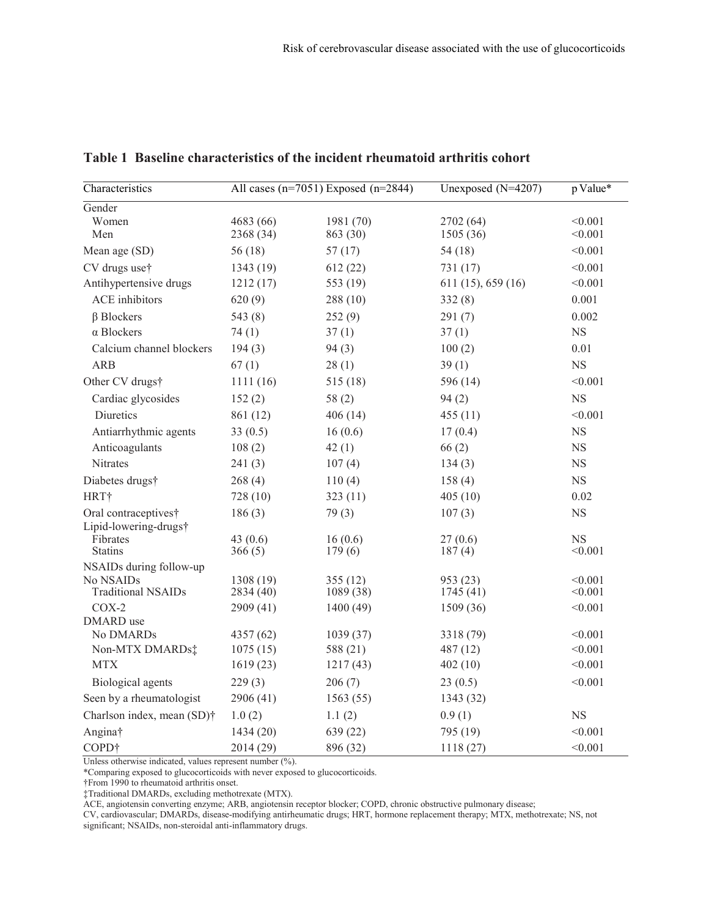**Table 1 Baseline characteristics of the incident rheumatoid arthritis cohort**

| Characteristics | All cases (n=7051) | Exposed (n=2844) | Unexposed (N=4207) | p Value* |
|---|---|---|---|---|
| Gender | | | | |
| Women | 4683 (66) | 1981 (70) | 2702 (64) | <0.001 |
| Men | 2368 (34) | 863 (30) | 1505 (36) | <0.001 |
| Mean age (SD) | 56 (18) | 57 (17) | 54 (18) | <0.001 |
| CV drugs use† | 1343 (19) | 612 (22) | 731 (17) | <0.001 |
| Antihypertensive drugs | 1212 (17) | 553 (19) | 611 (15), 659 (16) | <0.001 |
| ACE inhibitors | 620 (9) | 288 (10) | 332 (8) | 0.001 |
| β Blockers | 543 (8) | 252 (9) | 291 (7) | 0.002 |
| α Blockers | 74 (1) | 37 (1) | 37 (1) | NS |
| Calcium channel blockers | 194 (3) | 94 (3) | 100 (2) | 0.01 |
| ARB | 67 (1) | 28 (1) | 39 (1) | NS |
| Other CV drugs† | 1111 (16) | 515 (18) | 596 (14) | <0.001 |
| Cardiac glycosides | 152 (2) | 58 (2) | 94 (2) | NS |
| Diuretics | 861 (12) | 406 (14) | 455 (11) | <0.001 |
| Antiarrhythmic agents | 33 (0.5) | 16 (0.6) | 17 (0.4) | NS |
| Anticoagulants | 108 (2) | 42 (1) | 66 (2) | NS |
| Nitrates | 241 (3) | 107 (4) | 134 (3) | NS |
| Diabetes drugs† | 268 (4) | 110 (4) | 158 (4) | NS |
| HRT† | 728 (10) | 323 (11) | 405 (10) | 0.02 |
| Oral contraceptives† | 186 (3) | 79 (3) | 107 (3) | NS |
| Lipid-lowering-drugs† | | | | |
| Fibrates | 43 (0.6) | 16 (0.6) | 27 (0.6) | NS |
| Statins | 366 (5) | 179 (6) | 187 (4) | <0.001 |
| NSAIDs during follow-up | | | | |
| No NSAIDs | 1308 (19) | 355 (12) | 953 (23) | <0.001 |
| Traditional NSAIDs | 2834 (40) | 1089 (38) | 1745 (41) | <0.001 |
| COX-2 | 2909 (41) | 1400 (49) | 1509 (36) | <0.001 |
| DMARD use | | | | |
| No DMARDs | 4357 (62) | 1039 (37) | 3318 (79) | <0.001 |
| Non-MTX DMARDs‡ | 1075 (15) | 588 (21) | 487 (12) | <0.001 |
| MTX | 1619 (23) | 1217 (43) | 402 (10) | <0.001 |
| Biological agents | 229 (3) | 206 (7) | 23 (0.5) | <0.001 |
| Seen by a rheumatologist | 2906 (41) | 1563 (55) | 1343 (32) | |
| Charlson index, mean (SD)† | 1.0 (2) | 1.1 (2) | 0.9 (1) | NS |
| Angina† | 1434 (20) | 639 (22) | 795 (19) | <0.001 |
| COPD† | 2014 (29) | 896 (32) | 1118 (27) | <0.001 |

Unless otherwise indicated, values represent number (%).

*Comparing exposed to glucocorticoids with never exposed to glucocorticoids.

†From 1990 to rheumatoid arthritis onset.

‡Traditional DMARDs, excluding methotrexate (MTX).

ACE, angiotensin converting enzyme; ARB, angiotensin receptor blocker; COPD, chronic obstructive pulmonary disease; CV, cardiovascular; DMARDs, disease-modifying antirheumatic drugs; HRT, hormone replacement therapy; MTX, methotrexate; NS, not significant; NSAIDs, non-steroidal anti-inflammatory drugs.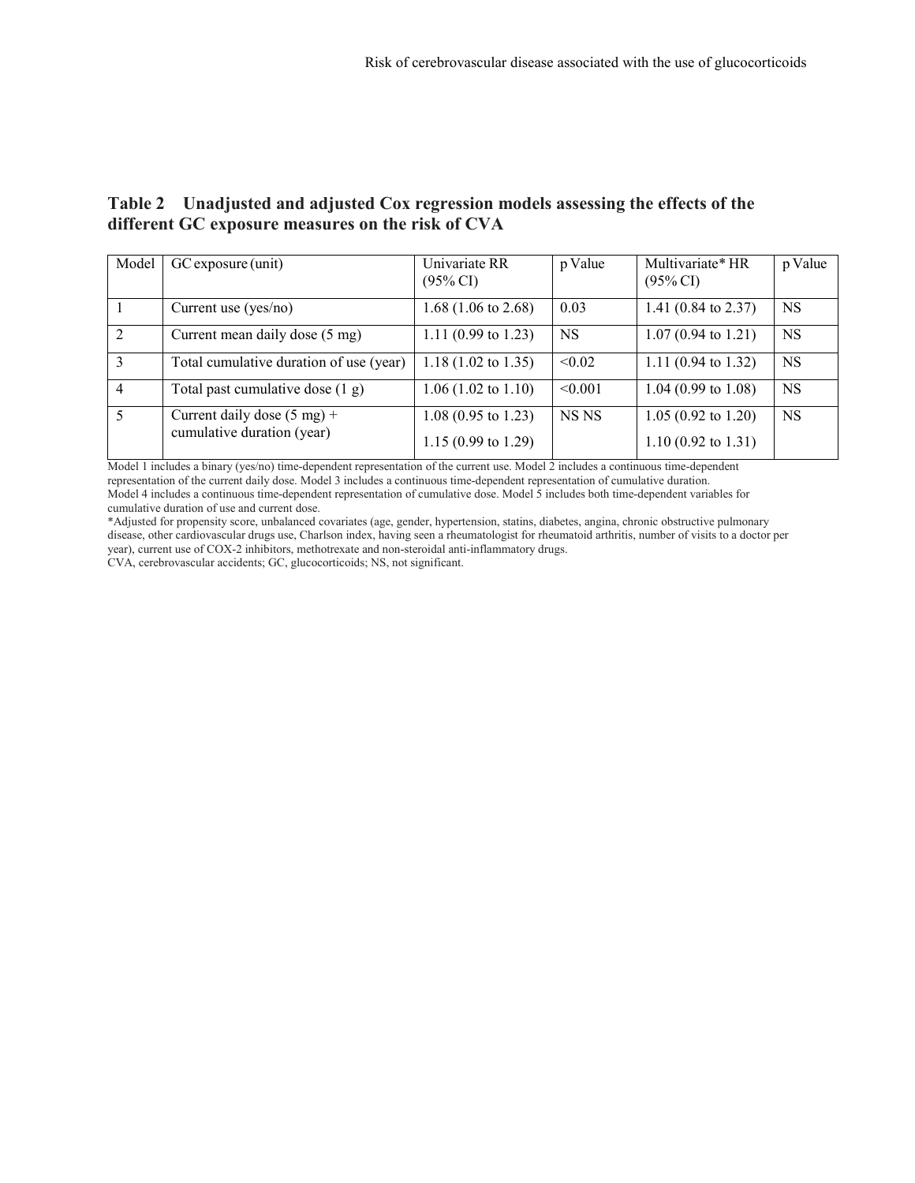**Table 2 Unadjusted and adjusted Cox regression models assessing the effects of the different GC exposure measures on the risk of CVA**

| Model | GC exposure (unit) | Univariate RR (95% CI) | p Value | Multivariate* HR (95% CI) | p Value |
|---|---|---|---|---|---|
| 1 | Current use (yes/no) | 1.68 (1.06 to 2.68) | 0.03 | 1.41 (0.84 to 2.37) | NS |
| 2 | Current mean daily dose (5 mg) | 1.11 (0.99 to 1.23) | NS | 1.07 (0.94 to 1.21) | NS |
| 3 | Total cumulative duration of use (year) | 1.18 (1.02 to 1.35) | <0.02 | 1.11 (0.94 to 1.32) | NS |
| 4 | Total past cumulative dose (1 g) | 1.06 (1.02 to 1.10) | <0.001 | 1.04 (0.99 to 1.08) | NS |
| 5 | Current daily dose (5 mg) + cumulative duration (year) | 1.08 (0.95 to 1.23)<br>1.15 (0.99 to 1.29) | NS NS | 1.05 (0.92 to 1.20)<br>1.10 (0.92 to 1.31) | NS |

Model 1 includes a binary (yes/no) time-dependent representation of the current use. Model 2 includes a continuous time-dependent representation of the current daily dose. Model 3 includes a continuous time-dependent representation of cumulative duration. Model 4 includes a continuous time-dependent representation of cumulative dose. Model 5 includes both time-dependent variables for cumulative duration of use and current dose.

*Adjusted for propensity score, unbalanced covariates (age, gender, hypertension, statins, diabetes, angina, chronic obstructive pulmonary disease, other cardiovascular drugs use, Charlson index, having seen a rheumatologist for rheumatoid arthritis, number of visits to a doctor per year), current use of COX-2 inhibitors, methotrexate and non-steroidal anti-inflammatory drugs.

CVA, cerebrovascular accidents; GC, glucocorticoids; NS, not significant.